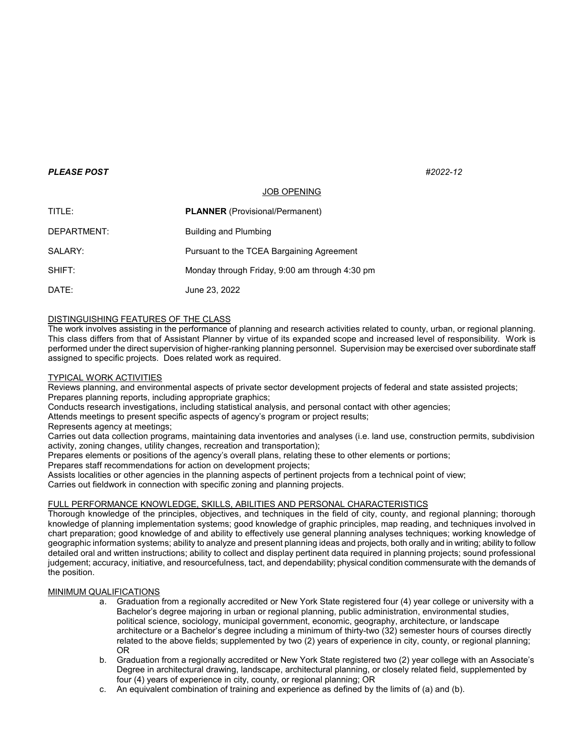***PLEASE POST*** *#2022-12*

JOB OPENING

| | |
|---|---|
| TITLE: | **PLANNER** (Provisional/Permanent) |
| DEPARTMENT: | Building and Plumbing |
| SALARY: | Pursuant to the TCEA Bargaining Agreement |
| SHIFT: | Monday through Friday, 9:00 am through 4:30 pm |
| DATE: | June 23, 2022 |

## DISTINGUISHING FEATURES OF THE CLASS

The work involves assisting in the performance of planning and research activities related to county, urban, or regional planning. This class differs from that of Assistant Planner by virtue of its expanded scope and increased level of responsibility. Work is performed under the direct supervision of higher-ranking planning personnel. Supervision may be exercised over subordinate staff assigned to specific projects. Does related work as required.

## TYPICAL WORK ACTIVITIES

Reviews planning, and environmental aspects of private sector development projects of federal and state assisted projects;
Prepares planning reports, including appropriate graphics;
Conducts research investigations, including statistical analysis, and personal contact with other agencies;
Attends meetings to present specific aspects of agency's program or project results;
Represents agency at meetings;
Carries out data collection programs, maintaining data inventories and analyses (i.e. land use, construction permits, subdivision activity, zoning changes, utility changes, recreation and transportation);
Prepares elements or positions of the agency's overall plans, relating these to other elements or portions;
Prepares staff recommendations for action on development projects;
Assists localities or other agencies in the planning aspects of pertinent projects from a technical point of view;
Carries out fieldwork in connection with specific zoning and planning projects.

## FULL PERFORMANCE KNOWLEDGE, SKILLS, ABILITIES AND PERSONAL CHARACTERISTICS

Thorough knowledge of the principles, objectives, and techniques in the field of city, county, and regional planning; thorough knowledge of planning implementation systems; good knowledge of graphic principles, map reading, and techniques involved in chart preparation; good knowledge of and ability to effectively use general planning analyses techniques; working knowledge of geographic information systems; ability to analyze and present planning ideas and projects, both orally and in writing; ability to follow detailed oral and written instructions; ability to collect and display pertinent data required in planning projects; sound professional judgement; accuracy, initiative, and resourcefulness, tact, and dependability; physical condition commensurate with the demands of the position.

## MINIMUM QUALIFICATIONS

a. Graduation from a regionally accredited or New York State registered four (4) year college or university with a Bachelor's degree majoring in urban or regional planning, public administration, environmental studies, political science, sociology, municipal government, economic, geography, architecture, or landscape architecture or a Bachelor's degree including a minimum of thirty-two (32) semester hours of courses directly related to the above fields; supplemented by two (2) years of experience in city, county, or regional planning; OR
b. Graduation from a regionally accredited or New York State registered two (2) year college with an Associate's Degree in architectural drawing, landscape, architectural planning, or closely related field, supplemented by four (4) years of experience in city, county, or regional planning; OR
c. An equivalent combination of training and experience as defined by the limits of (a) and (b).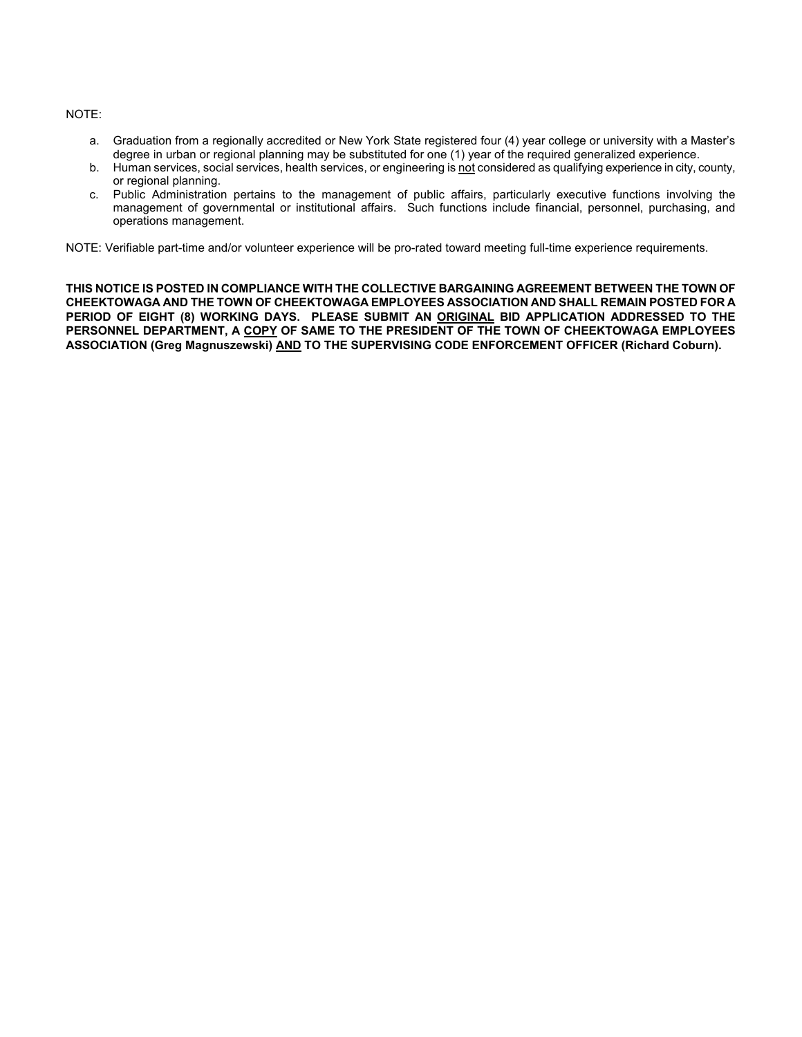NOTE:

a. Graduation from a regionally accredited or New York State registered four (4) year college or university with a Master's degree in urban or regional planning may be substituted for one (1) year of the required generalized experience.
b. Human services, social services, health services, or engineering is <u>not</u> considered as qualifying experience in city, county, or regional planning.
c. Public Administration pertains to the management of public affairs, particularly executive functions involving the management of governmental or institutional affairs. Such functions include financial, personnel, purchasing, and operations management.

NOTE: Verifiable part-time and/or volunteer experience will be pro-rated toward meeting full-time experience requirements.

**THIS NOTICE IS POSTED IN COMPLIANCE WITH THE COLLECTIVE BARGAINING AGREEMENT BETWEEN THE TOWN OF CHEEKTOWAGA AND THE TOWN OF CHEEKTOWAGA EMPLOYEES ASSOCIATION AND SHALL REMAIN POSTED FOR A PERIOD OF EIGHT (8) WORKING DAYS. PLEASE SUBMIT AN <u>ORIGINAL</u> BID APPLICATION ADDRESSED TO THE PERSONNEL DEPARTMENT, A <u>COPY</u> OF SAME TO THE PRESIDENT OF THE TOWN OF CHEEKTOWAGA EMPLOYEES ASSOCIATION (Greg Magnuszewski) <u>AND</u> TO THE SUPERVISING CODE ENFORCEMENT OFFICER (Richard Coburn).**